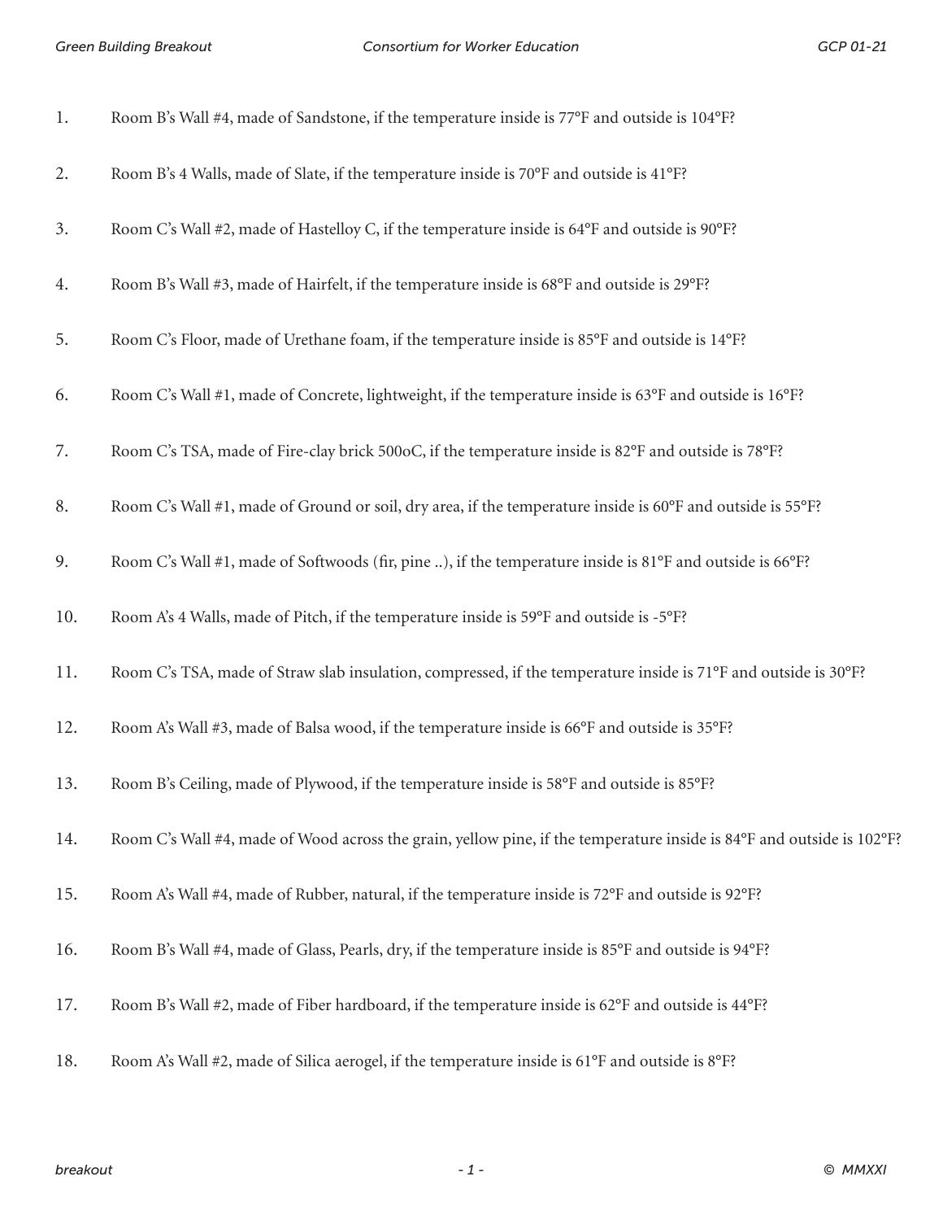1. Room B's Wall #4, made of Sandstone, if the temperature inside is 77°F and outside is 104°F?
2. Room B's 4 Walls, made of Slate, if the temperature inside is 70°F and outside is 41°F?
3. Room C's Wall #2, made of Hastelloy C, if the temperature inside is 64°F and outside is 90°F?
4. Room B's Wall #3, made of Hairfelt, if the temperature inside is 68°F and outside is 29°F?
5. Room C's Floor, made of Urethane foam, if the temperature inside is 85°F and outside is 14°F?
6. Room C's Wall #1, made of Concrete, lightweight, if the temperature inside is 63°F and outside is 16°F?
7. Room C's TSA, made of Fire-clay brick 500oC, if the temperature inside is 82°F and outside is 78°F?
8. Room C's Wall #1, made of Ground or soil, dry area, if the temperature inside is 60°F and outside is 55°F?
9. Room C's Wall #1, made of Softwoods (fir, pine ..), if the temperature inside is 81°F and outside is 66°F?
10. Room A's 4 Walls, made of Pitch, if the temperature inside is 59°F and outside is -5°F?
11. Room C's TSA, made of Straw slab insulation, compressed, if the temperature inside is 71°F and outside is 30°F?
12. Room A's Wall #3, made of Balsa wood, if the temperature inside is 66°F and outside is 35°F?
13. Room B's Ceiling, made of Plywood, if the temperature inside is 58°F and outside is 85°F?
14. Room C's Wall #4, made of Wood across the grain, yellow pine, if the temperature inside is 84°F and outside is 102°F?
15. Room A's Wall #4, made of Rubber, natural, if the temperature inside is 72°F and outside is 92°F?
16. Room B's Wall #4, made of Glass, Pearls, dry, if the temperature inside is 85°F and outside is 94°F?
17. Room B's Wall #2, made of Fiber hardboard, if the temperature inside is 62°F and outside is 44°F?
18. Room A's Wall #2, made of Silica aerogel, if the temperature inside is 61°F and outside is 8°F?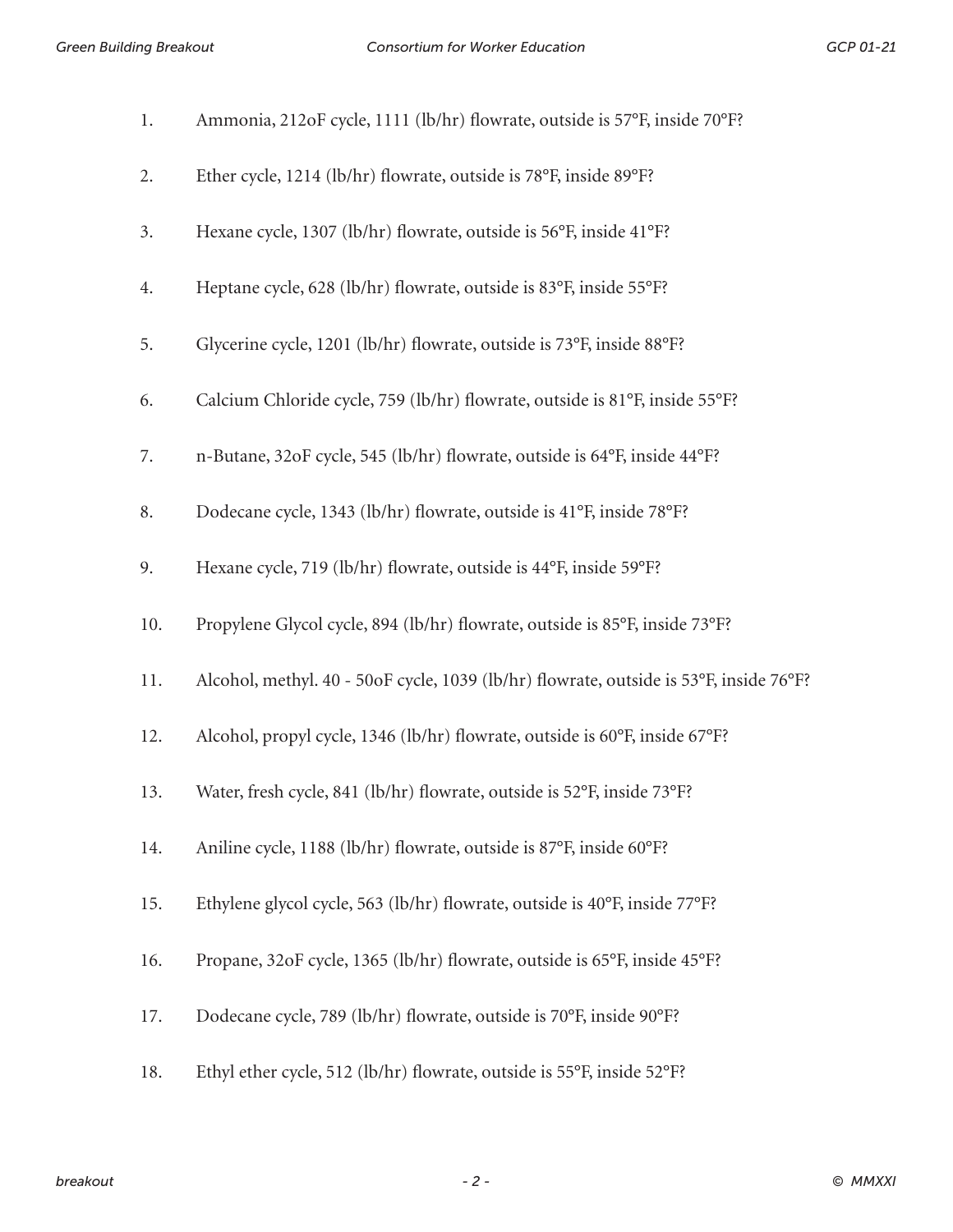1. Ammonia, 212oF cycle, 1111 (lb/hr) flowrate, outside is 57°F, inside 70°F?

2. Ether cycle, 1214 (lb/hr) flowrate, outside is 78°F, inside 89°F?

3. Hexane cycle, 1307 (lb/hr) flowrate, outside is 56°F, inside 41°F?

4. Heptane cycle, 628 (lb/hr) flowrate, outside is 83°F, inside 55°F?

5. Glycerine cycle, 1201 (lb/hr) flowrate, outside is 73°F, inside 88°F?

6. Calcium Chloride cycle, 759 (lb/hr) flowrate, outside is 81°F, inside 55°F?

7. n-Butane, 32oF cycle, 545 (lb/hr) flowrate, outside is 64°F, inside 44°F?

8. Dodecane cycle, 1343 (lb/hr) flowrate, outside is 41°F, inside 78°F?

9. Hexane cycle, 719 (lb/hr) flowrate, outside is 44°F, inside 59°F?

10. Propylene Glycol cycle, 894 (lb/hr) flowrate, outside is 85°F, inside 73°F?

11. Alcohol, methyl. 40 - 50oF cycle, 1039 (lb/hr) flowrate, outside is 53°F, inside 76°F?

12. Alcohol, propyl cycle, 1346 (lb/hr) flowrate, outside is 60°F, inside 67°F?

13. Water, fresh cycle, 841 (lb/hr) flowrate, outside is 52°F, inside 73°F?

14. Aniline cycle, 1188 (lb/hr) flowrate, outside is 87°F, inside 60°F?

15. Ethylene glycol cycle, 563 (lb/hr) flowrate, outside is 40°F, inside 77°F?

16. Propane, 32oF cycle, 1365 (lb/hr) flowrate, outside is 65°F, inside 45°F?

17. Dodecane cycle, 789 (lb/hr) flowrate, outside is 70°F, inside 90°F?

18. Ethyl ether cycle, 512 (lb/hr) flowrate, outside is 55°F, inside 52°F?